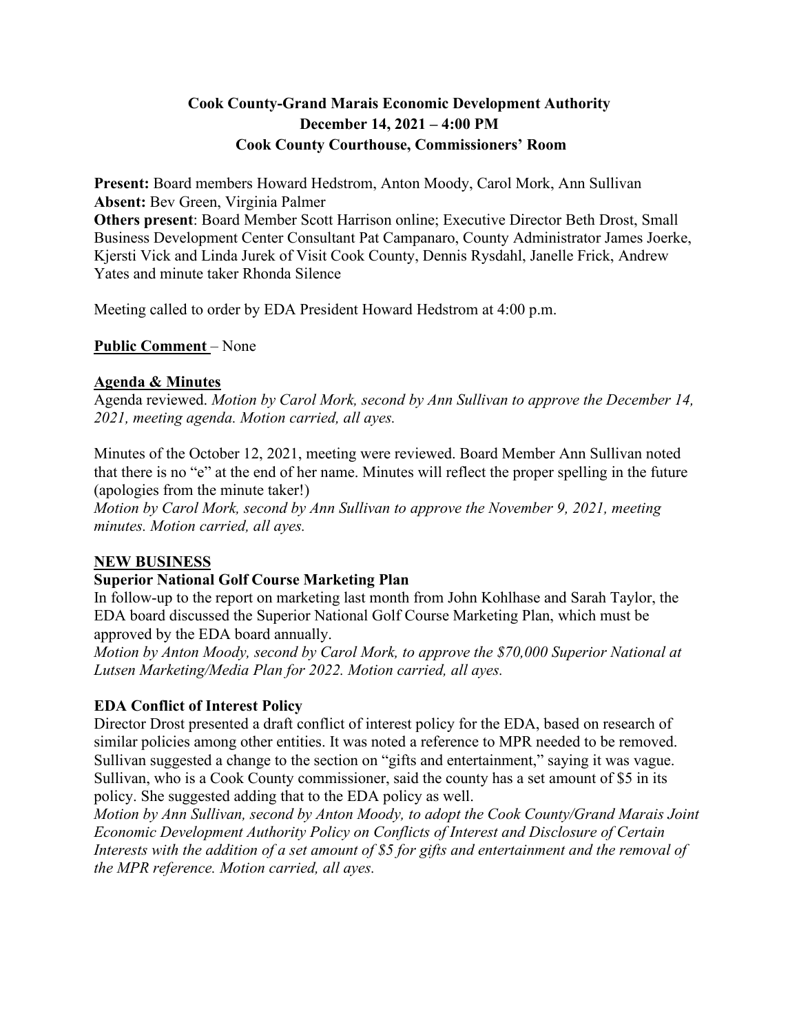# Cook County-Grand Marais Economic Development Authority
## December 14, 2021 – 4:00 PM
## Cook County Courthouse, Commissioners' Room

**Present:** Board members Howard Hedstrom, Anton Moody, Carol Mork, Ann Sullivan
**Absent:** Bev Green, Virginia Palmer
**Others present**: Board Member Scott Harrison online; Executive Director Beth Drost, Small Business Development Center Consultant Pat Campanaro, County Administrator James Joerke, Kjersti Vick and Linda Jurek of Visit Cook County, Dennis Rysdahl, Janelle Frick, Andrew Yates and minute taker Rhonda Silence

Meeting called to order by EDA President Howard Hedstrom at 4:00 p.m.

**Public Comment** – None

**Agenda & Minutes**

Agenda reviewed. *Motion by Carol Mork, second by Ann Sullivan to approve the December 14, 2021, meeting agenda. Motion carried, all ayes.*

Minutes of the October 12, 2021, meeting were reviewed. Board Member Ann Sullivan noted that there is no "e" at the end of her name. Minutes will reflect the proper spelling in the future (apologies from the minute taker!)

*Motion by Carol Mork, second by Ann Sullivan to approve the November 9, 2021, meeting minutes. Motion carried, all ayes.*

**NEW BUSINESS**

**Superior National Golf Course Marketing Plan**

In follow-up to the report on marketing last month from John Kohlhase and Sarah Taylor, the EDA board discussed the Superior National Golf Course Marketing Plan, which must be approved by the EDA board annually.

*Motion by Anton Moody, second by Carol Mork, to approve the $70,000 Superior National at Lutsen Marketing/Media Plan for 2022. Motion carried, all ayes.*

**EDA Conflict of Interest Policy**

Director Drost presented a draft conflict of interest policy for the EDA, based on research of similar policies among other entities. It was noted a reference to MPR needed to be removed. Sullivan suggested a change to the section on "gifts and entertainment," saying it was vague. Sullivan, who is a Cook County commissioner, said the county has a set amount of $5 in its policy. She suggested adding that to the EDA policy as well.

*Motion by Ann Sullivan, second by Anton Moody, to adopt the Cook County/Grand Marais Joint Economic Development Authority Policy on Conflicts of Interest and Disclosure of Certain Interests with the addition of a set amount of $5 for gifts and entertainment and the removal of the MPR reference. Motion carried, all ayes.*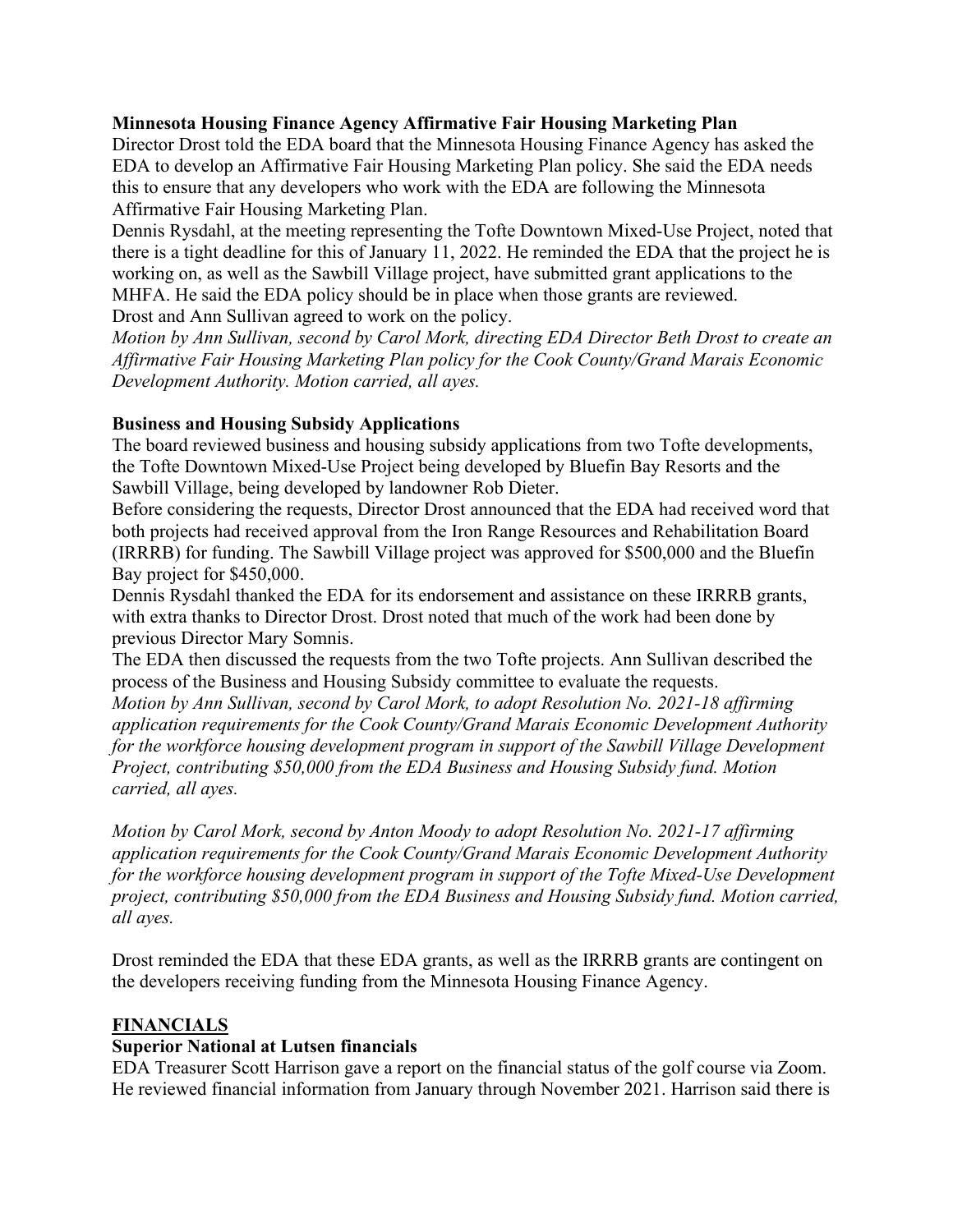**Minnesota Housing Finance Agency Affirmative Fair Housing Marketing Plan**

Director Drost told the EDA board that the Minnesota Housing Finance Agency has asked the EDA to develop an Affirmative Fair Housing Marketing Plan policy. She said the EDA needs this to ensure that any developers who work with the EDA are following the Minnesota Affirmative Fair Housing Marketing Plan.

Dennis Rysdahl, at the meeting representing the Tofte Downtown Mixed-Use Project, noted that there is a tight deadline for this of January 11, 2022. He reminded the EDA that the project he is working on, as well as the Sawbill Village project, have submitted grant applications to the MHFA. He said the EDA policy should be in place when those grants are reviewed.

Drost and Ann Sullivan agreed to work on the policy.

*Motion by Ann Sullivan, second by Carol Mork, directing EDA Director Beth Drost to create an Affirmative Fair Housing Marketing Plan policy for the Cook County/Grand Marais Economic Development Authority. Motion carried, all ayes.*

**Business and Housing Subsidy Applications**

The board reviewed business and housing subsidy applications from two Tofte developments, the Tofte Downtown Mixed-Use Project being developed by Bluefin Bay Resorts and the Sawbill Village, being developed by landowner Rob Dieter.

Before considering the requests, Director Drost announced that the EDA had received word that both projects had received approval from the Iron Range Resources and Rehabilitation Board (IRRRB) for funding. The Sawbill Village project was approved for $500,000 and the Bluefin Bay project for $450,000.

Dennis Rysdahl thanked the EDA for its endorsement and assistance on these IRRRB grants, with extra thanks to Director Drost. Drost noted that much of the work had been done by previous Director Mary Somnis.

The EDA then discussed the requests from the two Tofte projects. Ann Sullivan described the process of the Business and Housing Subsidy committee to evaluate the requests.

*Motion by Ann Sullivan, second by Carol Mork, to adopt Resolution No. 2021-18 affirming application requirements for the Cook County/Grand Marais Economic Development Authority for the workforce housing development program in support of the Sawbill Village Development Project, contributing $50,000 from the EDA Business and Housing Subsidy fund. Motion carried, all ayes.*

*Motion by Carol Mork, second by Anton Moody to adopt Resolution No. 2021-17 affirming application requirements for the Cook County/Grand Marais Economic Development Authority for the workforce housing development program in support of the Tofte Mixed-Use Development project, contributing $50,000 from the EDA Business and Housing Subsidy fund. Motion carried, all ayes.*

Drost reminded the EDA that these EDA grants, as well as the IRRRB grants are contingent on the developers receiving funding from the Minnesota Housing Finance Agency.

## FINANCIALS

**Superior National at Lutsen financials**

EDA Treasurer Scott Harrison gave a report on the financial status of the golf course via Zoom. He reviewed financial information from January through November 2021. Harrison said there is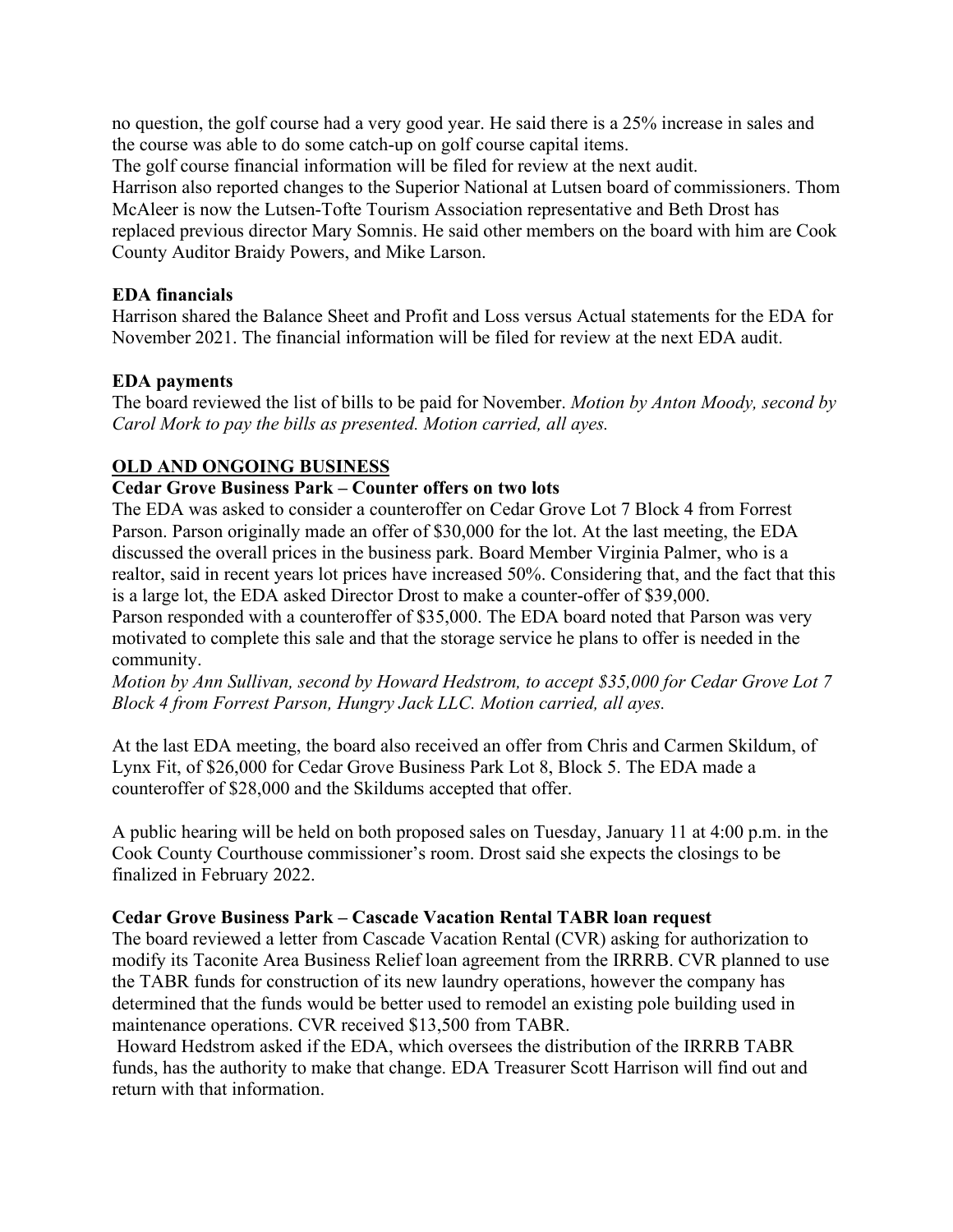no question, the golf course had a very good year. He said there is a 25% increase in sales and the course was able to do some catch-up on golf course capital items.

The golf course financial information will be filed for review at the next audit.

Harrison also reported changes to the Superior National at Lutsen board of commissioners. Thom McAleer is now the Lutsen-Tofte Tourism Association representative and Beth Drost has replaced previous director Mary Somnis. He said other members on the board with him are Cook County Auditor Braidy Powers, and Mike Larson.

**EDA financials**

Harrison shared the Balance Sheet and Profit and Loss versus Actual statements for the EDA for November 2021. The financial information will be filed for review at the next EDA audit.

**EDA payments**

The board reviewed the list of bills to be paid for November. *Motion by Anton Moody, second by Carol Mork to pay the bills as presented. Motion carried, all ayes.*

## OLD AND ONGOING BUSINESS

**Cedar Grove Business Park – Counter offers on two lots**

The EDA was asked to consider a counteroffer on Cedar Grove Lot 7 Block 4 from Forrest Parson. Parson originally made an offer of $30,000 for the lot. At the last meeting, the EDA discussed the overall prices in the business park. Board Member Virginia Palmer, who is a realtor, said in recent years lot prices have increased 50%. Considering that, and the fact that this is a large lot, the EDA asked Director Drost to make a counter-offer of $39,000.

Parson responded with a counteroffer of $35,000. The EDA board noted that Parson was very motivated to complete this sale and that the storage service he plans to offer is needed in the community.

*Motion by Ann Sullivan, second by Howard Hedstrom, to accept $35,000 for Cedar Grove Lot 7 Block 4 from Forrest Parson, Hungry Jack LLC. Motion carried, all ayes.*

At the last EDA meeting, the board also received an offer from Chris and Carmen Skildum, of Lynx Fit, of $26,000 for Cedar Grove Business Park Lot 8, Block 5. The EDA made a counteroffer of $28,000 and the Skildums accepted that offer.

A public hearing will be held on both proposed sales on Tuesday, January 11 at 4:00 p.m. in the Cook County Courthouse commissioner's room. Drost said she expects the closings to be finalized in February 2022.

**Cedar Grove Business Park – Cascade Vacation Rental TABR loan request**

The board reviewed a letter from Cascade Vacation Rental (CVR) asking for authorization to modify its Taconite Area Business Relief loan agreement from the IRRRB. CVR planned to use the TABR funds for construction of its new laundry operations, however the company has determined that the funds would be better used to remodel an existing pole building used in maintenance operations. CVR received $13,500 from TABR.

Howard Hedstrom asked if the EDA, which oversees the distribution of the IRRRB TABR funds, has the authority to make that change. EDA Treasurer Scott Harrison will find out and return with that information.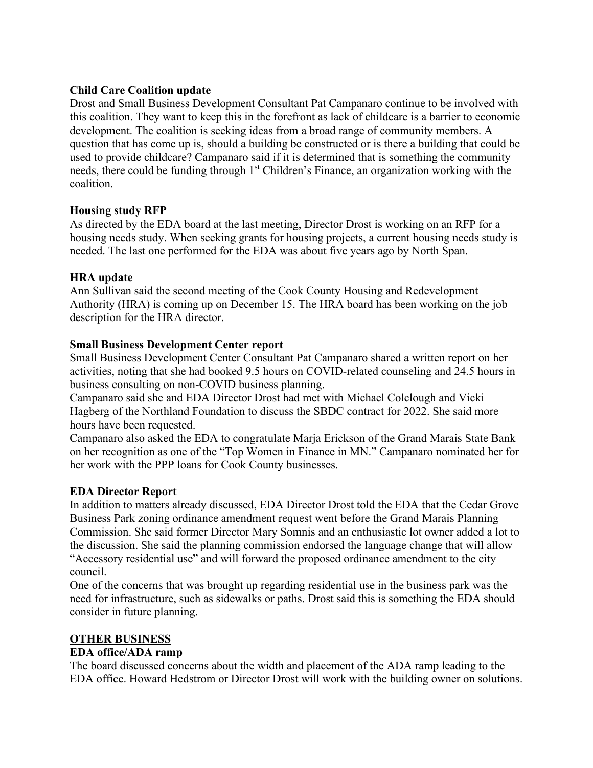**Child Care Coalition update**

Drost and Small Business Development Consultant Pat Campanaro continue to be involved with this coalition. They want to keep this in the forefront as lack of childcare is a barrier to economic development. The coalition is seeking ideas from a broad range of community members. A question that has come up is, should a building be constructed or is there a building that could be used to provide childcare? Campanaro said if it is determined that is something the community needs, there could be funding through 1st Children's Finance, an organization working with the coalition.

**Housing study RFP**

As directed by the EDA board at the last meeting, Director Drost is working on an RFP for a housing needs study. When seeking grants for housing projects, a current housing needs study is needed. The last one performed for the EDA was about five years ago by North Span.

**HRA update**

Ann Sullivan said the second meeting of the Cook County Housing and Redevelopment Authority (HRA) is coming up on December 15. The HRA board has been working on the job description for the HRA director.

**Small Business Development Center report**

Small Business Development Center Consultant Pat Campanaro shared a written report on her activities, noting that she had booked 9.5 hours on COVID-related counseling and 24.5 hours in business consulting on non-COVID business planning.

Campanaro said she and EDA Director Drost had met with Michael Colclough and Vicki Hagberg of the Northland Foundation to discuss the SBDC contract for 2022. She said more hours have been requested.

Campanaro also asked the EDA to congratulate Marja Erickson of the Grand Marais State Bank on her recognition as one of the "Top Women in Finance in MN." Campanaro nominated her for her work with the PPP loans for Cook County businesses.

**EDA Director Report**

In addition to matters already discussed, EDA Director Drost told the EDA that the Cedar Grove Business Park zoning ordinance amendment request went before the Grand Marais Planning Commission. She said former Director Mary Somnis and an enthusiastic lot owner added a lot to the discussion. She said the planning commission endorsed the language change that will allow "Accessory residential use" and will forward the proposed ordinance amendment to the city council.

One of the concerns that was brought up regarding residential use in the business park was the need for infrastructure, such as sidewalks or paths. Drost said this is something the EDA should consider in future planning.

**OTHER BUSINESS**

**EDA office/ADA ramp**

The board discussed concerns about the width and placement of the ADA ramp leading to the EDA office. Howard Hedstrom or Director Drost will work with the building owner on solutions.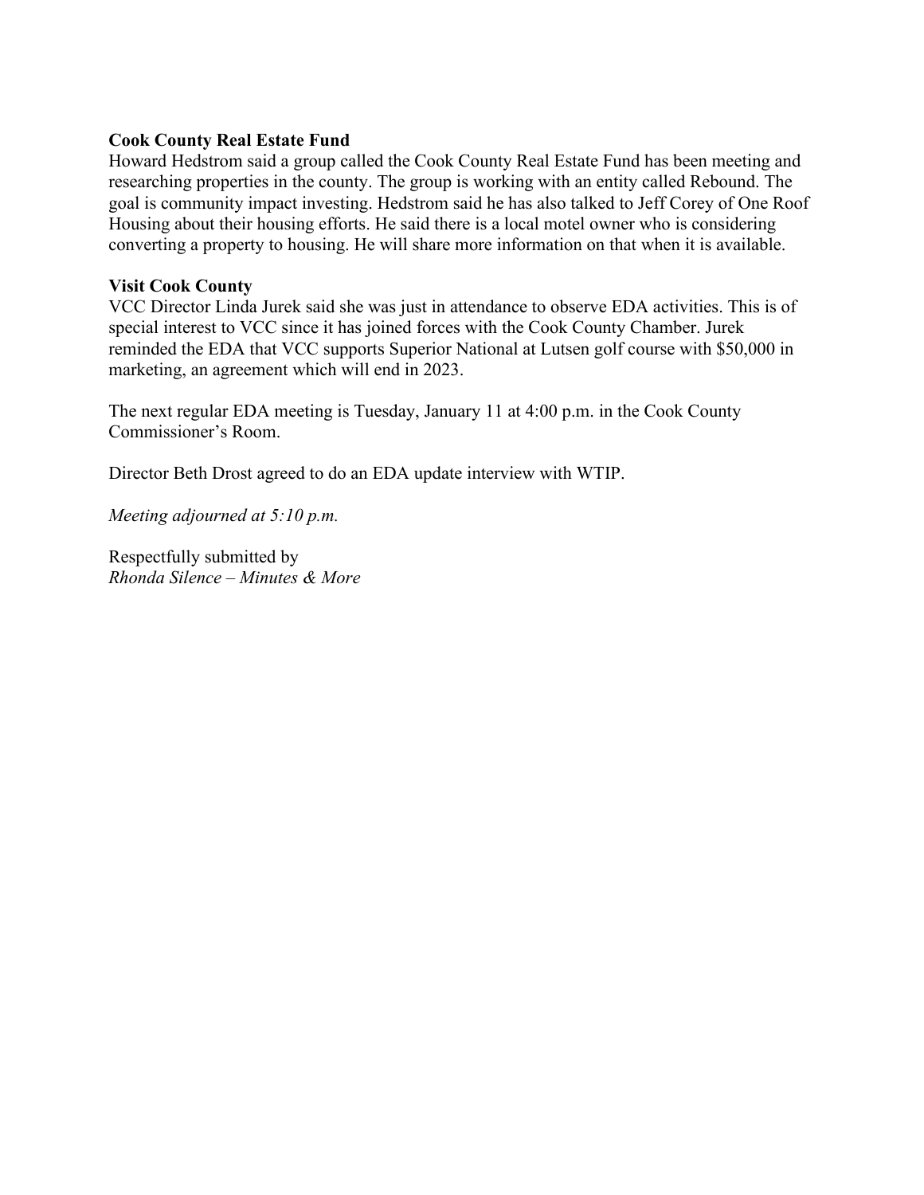**Cook County Real Estate Fund**
Howard Hedstrom said a group called the Cook County Real Estate Fund has been meeting and researching properties in the county. The group is working with an entity called Rebound. The goal is community impact investing. Hedstrom said he has also talked to Jeff Corey of One Roof Housing about their housing efforts. He said there is a local motel owner who is considering converting a property to housing. He will share more information on that when it is available.

**Visit Cook County**
VCC Director Linda Jurek said she was just in attendance to observe EDA activities. This is of special interest to VCC since it has joined forces with the Cook County Chamber. Jurek reminded the EDA that VCC supports Superior National at Lutsen golf course with $50,000 in marketing, an agreement which will end in 2023.

The next regular EDA meeting is Tuesday, January 11 at 4:00 p.m. in the Cook County Commissioner's Room.

Director Beth Drost agreed to do an EDA update interview with WTIP.

*Meeting adjourned at 5:10 p.m.*

Respectfully submitted by
*Rhonda Silence – Minutes & More*